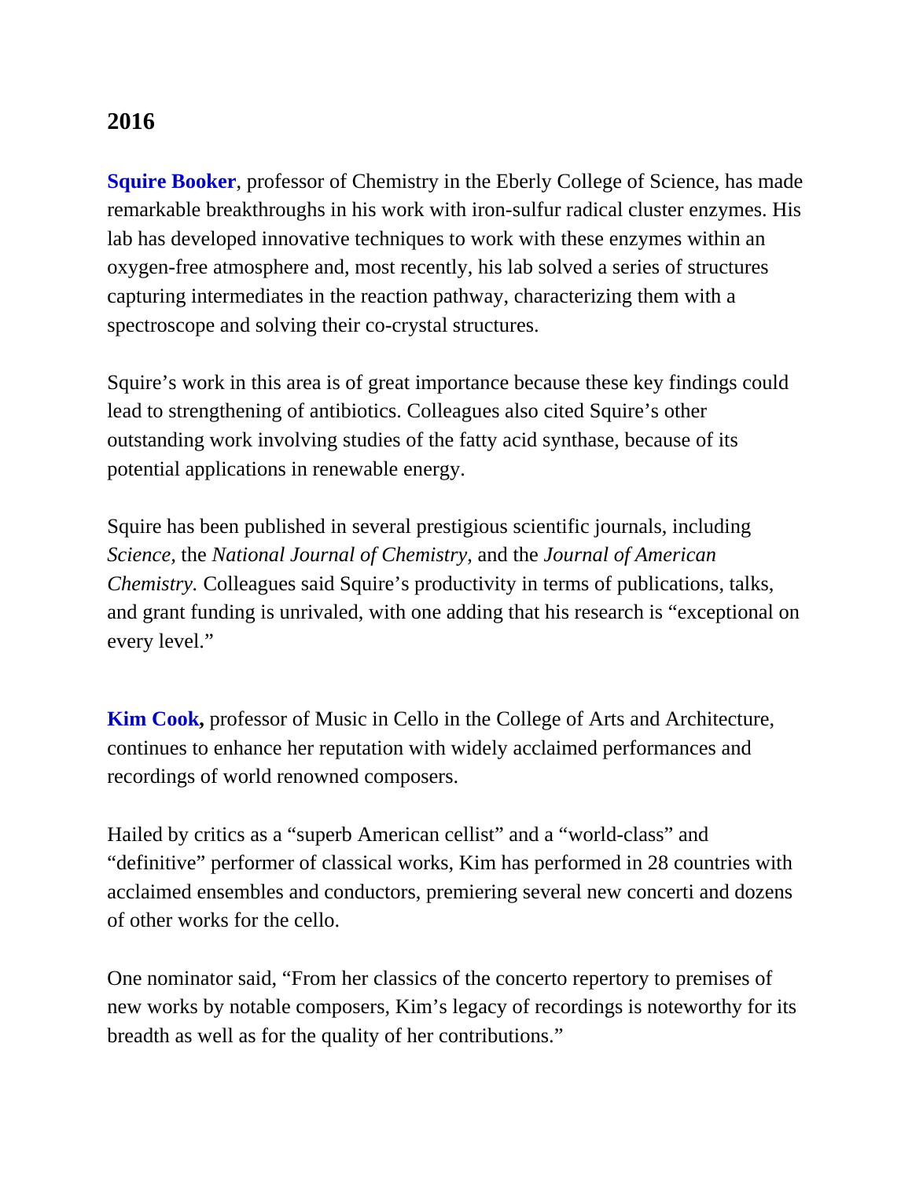## 2016

**Squire Booker**, professor of Chemistry in the Eberly College of Science, has made remarkable breakthroughs in his work with iron-sulfur radical cluster enzymes. His lab has developed innovative techniques to work with these enzymes within an oxygen-free atmosphere and, most recently, his lab solved a series of structures capturing intermediates in the reaction pathway, characterizing them with a spectroscope and solving their co-crystal structures.

Squire's work in this area is of great importance because these key findings could lead to strengthening of antibiotics. Colleagues also cited Squire's other outstanding work involving studies of the fatty acid synthase, because of its potential applications in renewable energy.

Squire has been published in several prestigious scientific journals, including *Science,* the *National Journal of Chemistry,* and the *Journal of American Chemistry.* Colleagues said Squire's productivity in terms of publications, talks, and grant funding is unrivaled, with one adding that his research is "exceptional on every level."

**Kim Cook,** professor of Music in Cello in the College of Arts and Architecture, continues to enhance her reputation with widely acclaimed performances and recordings of world renowned composers.

Hailed by critics as a "superb American cellist" and a "world-class" and "definitive" performer of classical works, Kim has performed in 28 countries with acclaimed ensembles and conductors, premiering several new concerti and dozens of other works for the cello.

One nominator said, "From her classics of the concerto repertory to premises of new works by notable composers, Kim's legacy of recordings is noteworthy for its breadth as well as for the quality of her contributions."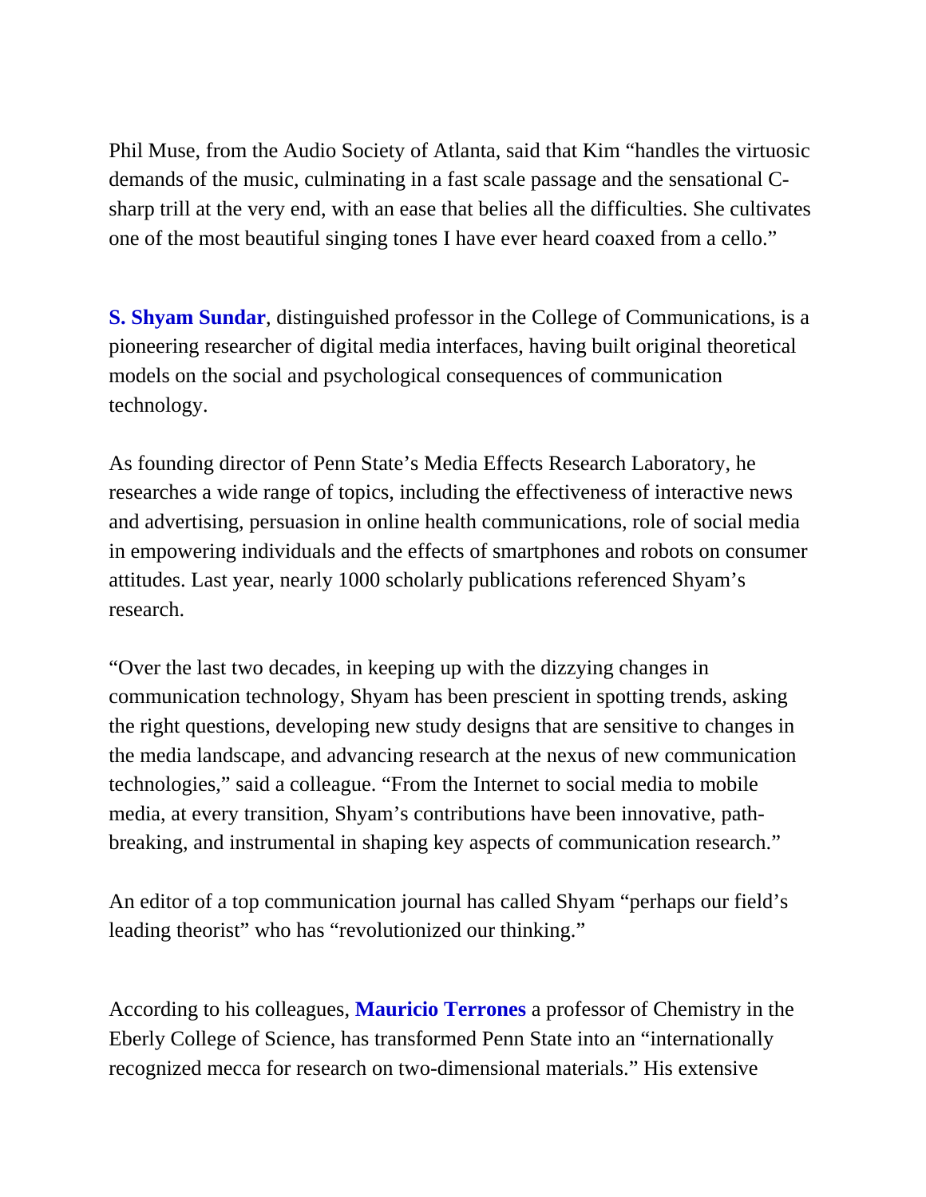Phil Muse, from the Audio Society of Atlanta, said that Kim "handles the virtuosic demands of the music, culminating in a fast scale passage and the sensational C-sharp trill at the very end, with an ease that belies all the difficulties. She cultivates one of the most beautiful singing tones I have ever heard coaxed from a cello."

**S. Shyam Sundar**, distinguished professor in the College of Communications, is a pioneering researcher of digital media interfaces, having built original theoretical models on the social and psychological consequences of communication technology.

As founding director of Penn State's Media Effects Research Laboratory, he researches a wide range of topics, including the effectiveness of interactive news and advertising, persuasion in online health communications, role of social media in empowering individuals and the effects of smartphones and robots on consumer attitudes. Last year, nearly 1000 scholarly publications referenced Shyam's research.

"Over the last two decades, in keeping up with the dizzying changes in communication technology, Shyam has been prescient in spotting trends, asking the right questions, developing new study designs that are sensitive to changes in the media landscape, and advancing research at the nexus of new communication technologies," said a colleague. "From the Internet to social media to mobile media, at every transition, Shyam's contributions have been innovative, path-breaking, and instrumental in shaping key aspects of communication research."

An editor of a top communication journal has called Shyam "perhaps our field's leading theorist" who has "revolutionized our thinking."

According to his colleagues, **Mauricio Terrones** a professor of Chemistry in the Eberly College of Science, has transformed Penn State into an "internationally recognized mecca for research on two-dimensional materials." His extensive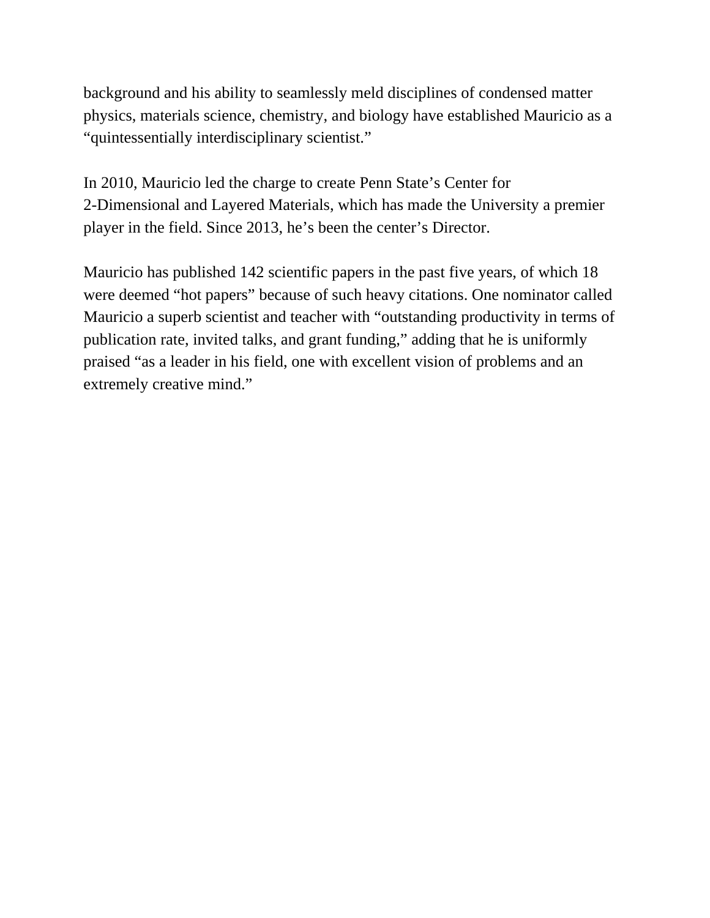background and his ability to seamlessly meld disciplines of condensed matter physics, materials science, chemistry, and biology have established Mauricio as a "quintessentially interdisciplinary scientist."

In 2010, Mauricio led the charge to create Penn State's Center for 2-Dimensional and Layered Materials, which has made the University a premier player in the field. Since 2013, he's been the center's Director.

Mauricio has published 142 scientific papers in the past five years, of which 18 were deemed "hot papers" because of such heavy citations. One nominator called Mauricio a superb scientist and teacher with "outstanding productivity in terms of publication rate, invited talks, and grant funding," adding that he is uniformly praised "as a leader in his field, one with excellent vision of problems and an extremely creative mind."